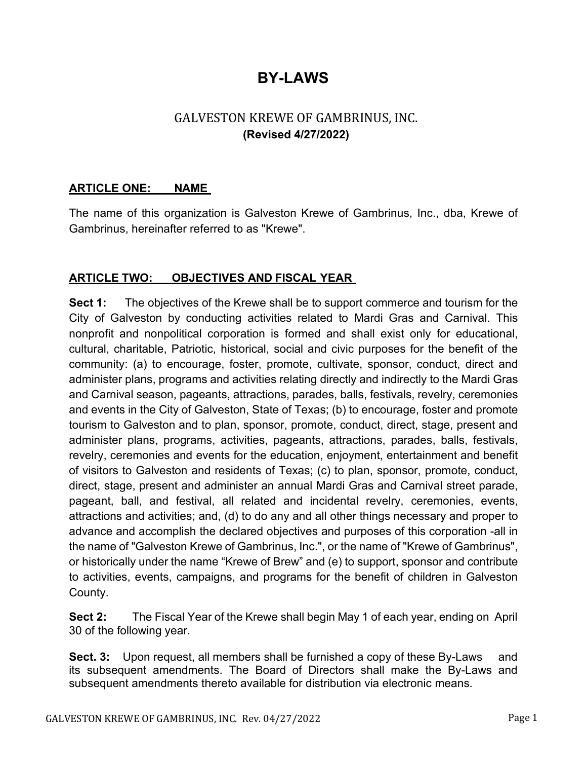# BY-LAWS

## GALVESTON KREWE OF GAMBRINUS, INC.
**(Revised 4/27/2022)**

### ARTICLE ONE: NAME

The name of this organization is Galveston Krewe of Gambrinus, Inc., dba, Krewe of Gambrinus, hereinafter referred to as "Krewe".

### ARTICLE TWO: OBJECTIVES AND FISCAL YEAR

**Sect 1:** The objectives of the Krewe shall be to support commerce and tourism for the City of Galveston by conducting activities related to Mardi Gras and Carnival. This nonprofit and nonpolitical corporation is formed and shall exist only for educational, cultural, charitable, Patriotic, historical, social and civic purposes for the benefit of the community: (a) to encourage, foster, promote, cultivate, sponsor, conduct, direct and administer plans, programs and activities relating directly and indirectly to the Mardi Gras and Carnival season, pageants, attractions, parades, balls, festivals, revelry, ceremonies and events in the City of Galveston, State of Texas; (b) to encourage, foster and promote tourism to Galveston and to plan, sponsor, promote, conduct, direct, stage, present and administer plans, programs, activities, pageants, attractions, parades, balls, festivals, revelry, ceremonies and events for the education, enjoyment, entertainment and benefit of visitors to Galveston and residents of Texas; (c) to plan, sponsor, promote, conduct, direct, stage, present and administer an annual Mardi Gras and Carnival street parade, pageant, ball, and festival, all related and incidental revelry, ceremonies, events, attractions and activities; and, (d) to do any and all other things necessary and proper to advance and accomplish the declared objectives and purposes of this corporation -all in the name of "Galveston Krewe of Gambrinus, Inc.", or the name of "Krewe of Gambrinus", or historically under the name "Krewe of Brew" and (e) to support, sponsor and contribute to activities, events, campaigns, and programs for the benefit of children in Galveston County.

**Sect 2:** The Fiscal Year of the Krewe shall begin May 1 of each year, ending on April 30 of the following year.

**Sect. 3:** Upon request, all members shall be furnished a copy of these By-Laws and its subsequent amendments. The Board of Directors shall make the By-Laws and subsequent amendments thereto available for distribution via electronic means.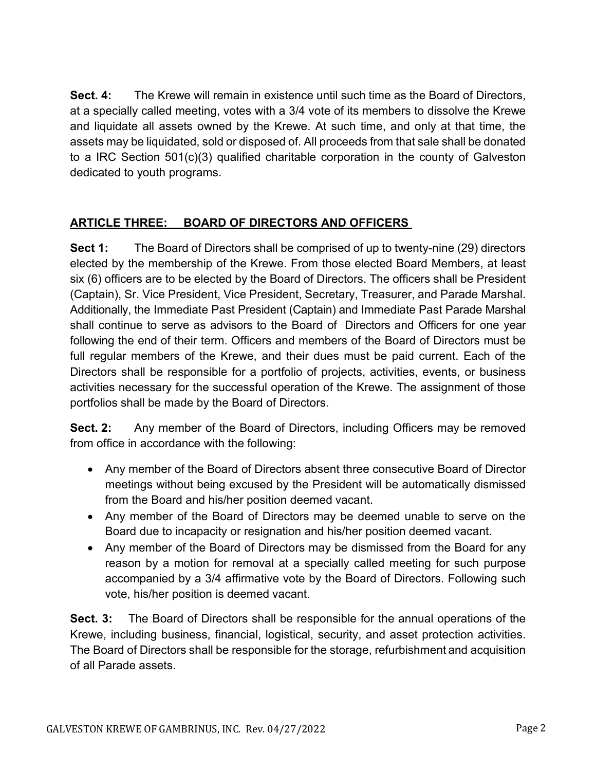**Sect. 4:** The Krewe will remain in existence until such time as the Board of Directors, at a specially called meeting, votes with a 3/4 vote of its members to dissolve the Krewe and liquidate all assets owned by the Krewe. At such time, and only at that time, the assets may be liquidated, sold or disposed of. All proceeds from that sale shall be donated to a IRC Section 501(c)(3) qualified charitable corporation in the county of Galveston dedicated to youth programs.

## ARTICLE THREE: BOARD OF DIRECTORS AND OFFICERS

**Sect 1:** The Board of Directors shall be comprised of up to twenty-nine (29) directors elected by the membership of the Krewe. From those elected Board Members, at least six (6) officers are to be elected by the Board of Directors. The officers shall be President (Captain), Sr. Vice President, Vice President, Secretary, Treasurer, and Parade Marshal. Additionally, the Immediate Past President (Captain) and Immediate Past Parade Marshal shall continue to serve as advisors to the Board of Directors and Officers for one year following the end of their term. Officers and members of the Board of Directors must be full regular members of the Krewe, and their dues must be paid current. Each of the Directors shall be responsible for a portfolio of projects, activities, events, or business activities necessary for the successful operation of the Krewe. The assignment of those portfolios shall be made by the Board of Directors.

**Sect. 2:** Any member of the Board of Directors, including Officers may be removed from office in accordance with the following:

- Any member of the Board of Directors absent three consecutive Board of Director meetings without being excused by the President will be automatically dismissed from the Board and his/her position deemed vacant.
- Any member of the Board of Directors may be deemed unable to serve on the Board due to incapacity or resignation and his/her position deemed vacant.
- Any member of the Board of Directors may be dismissed from the Board for any reason by a motion for removal at a specially called meeting for such purpose accompanied by a 3/4 affirmative vote by the Board of Directors. Following such vote, his/her position is deemed vacant.

**Sect. 3:** The Board of Directors shall be responsible for the annual operations of the Krewe, including business, financial, logistical, security, and asset protection activities. The Board of Directors shall be responsible for the storage, refurbishment and acquisition of all Parade assets.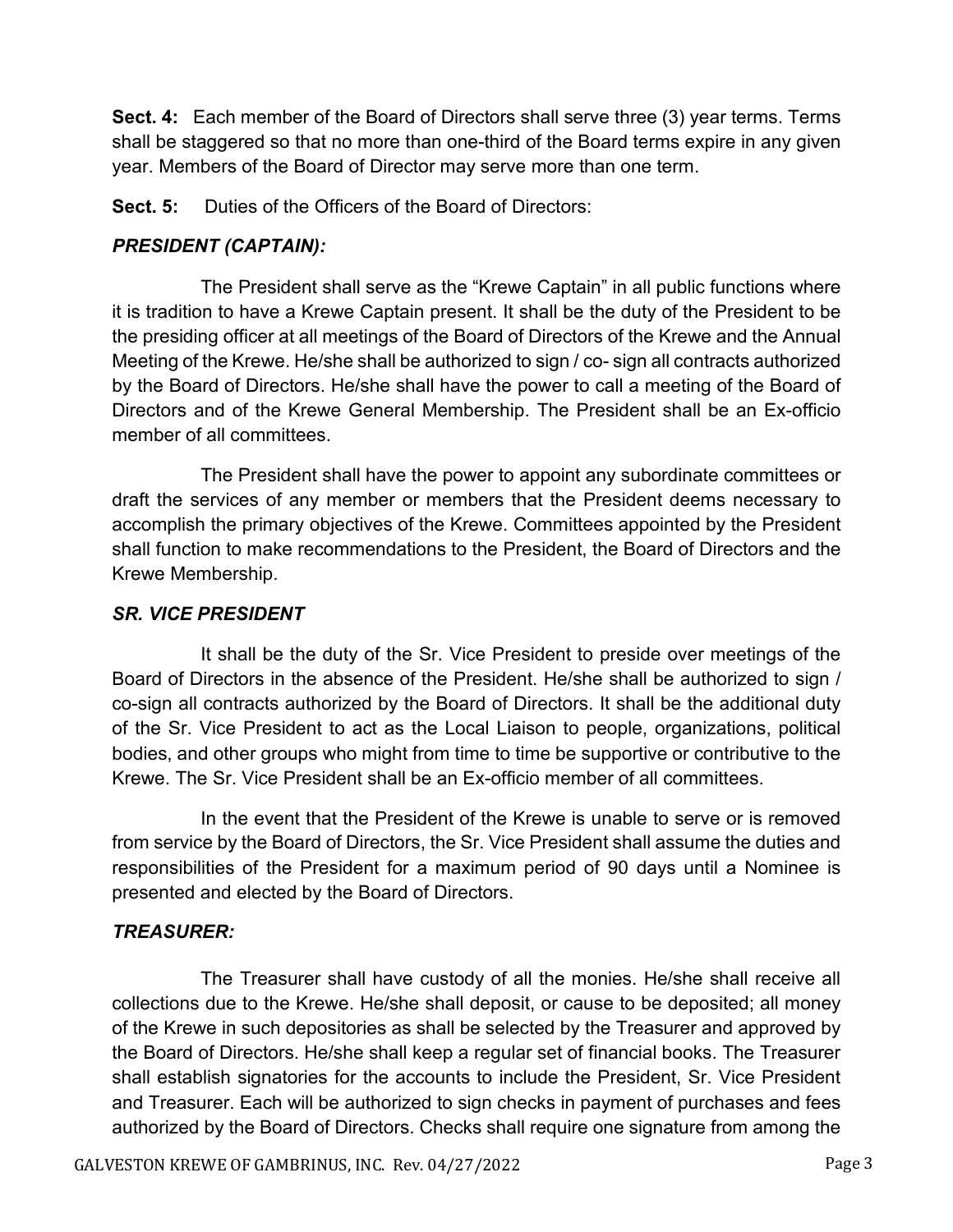**Sect. 4:** Each member of the Board of Directors shall serve three (3) year terms. Terms shall be staggered so that no more than one-third of the Board terms expire in any given year. Members of the Board of Director may serve more than one term.

**Sect. 5:** Duties of the Officers of the Board of Directors:

***PRESIDENT (CAPTAIN):***

The President shall serve as the "Krewe Captain" in all public functions where it is tradition to have a Krewe Captain present. It shall be the duty of the President to be the presiding officer at all meetings of the Board of Directors of the Krewe and the Annual Meeting of the Krewe. He/she shall be authorized to sign / co- sign all contracts authorized by the Board of Directors. He/she shall have the power to call a meeting of the Board of Directors and of the Krewe General Membership. The President shall be an Ex-officio member of all committees.

The President shall have the power to appoint any subordinate committees or draft the services of any member or members that the President deems necessary to accomplish the primary objectives of the Krewe. Committees appointed by the President shall function to make recommendations to the President, the Board of Directors and the Krewe Membership.

***SR. VICE PRESIDENT***

It shall be the duty of the Sr. Vice President to preside over meetings of the Board of Directors in the absence of the President. He/she shall be authorized to sign / co-sign all contracts authorized by the Board of Directors. It shall be the additional duty of the Sr. Vice President to act as the Local Liaison to people, organizations, political bodies, and other groups who might from time to time be supportive or contributive to the Krewe. The Sr. Vice President shall be an Ex-officio member of all committees.

In the event that the President of the Krewe is unable to serve or is removed from service by the Board of Directors, the Sr. Vice President shall assume the duties and responsibilities of the President for a maximum period of 90 days until a Nominee is presented and elected by the Board of Directors.

***TREASURER:***

The Treasurer shall have custody of all the monies. He/she shall receive all collections due to the Krewe. He/she shall deposit, or cause to be deposited; all money of the Krewe in such depositories as shall be selected by the Treasurer and approved by the Board of Directors. He/she shall keep a regular set of financial books. The Treasurer shall establish signatories for the accounts to include the President, Sr. Vice President and Treasurer. Each will be authorized to sign checks in payment of purchases and fees authorized by the Board of Directors. Checks shall require one signature from among the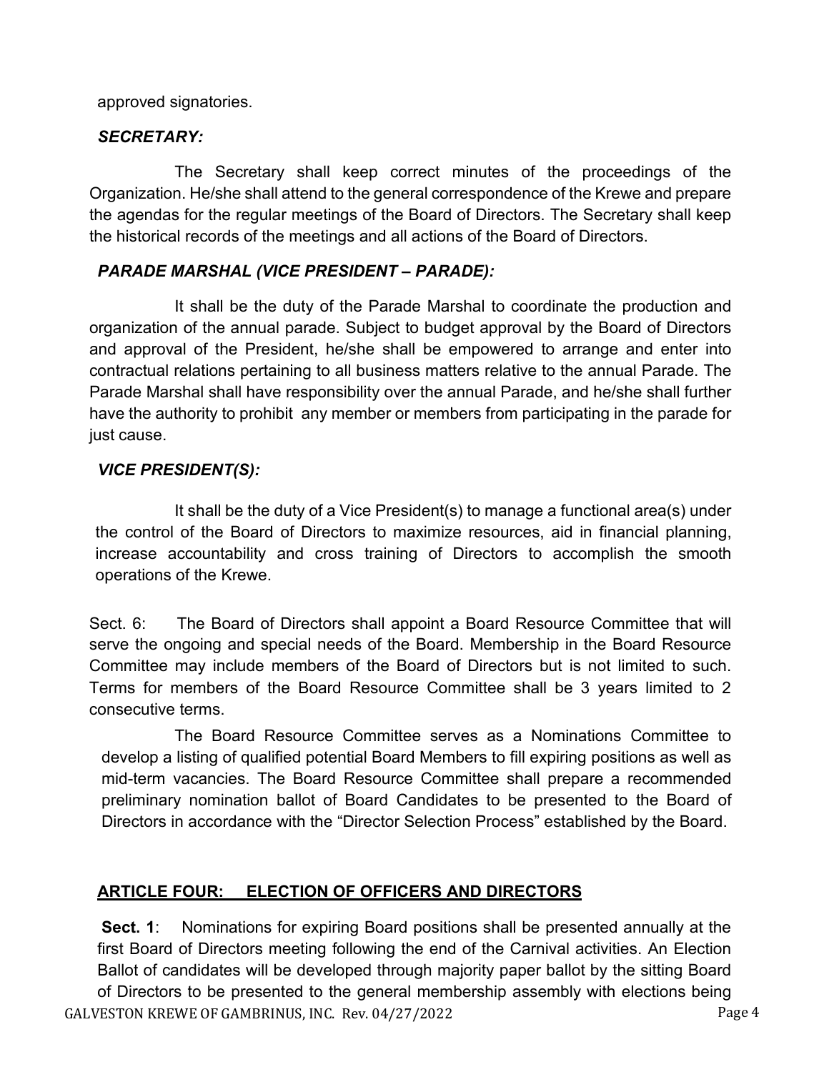approved signatories.

***SECRETARY:***

The Secretary shall keep correct minutes of the proceedings of the Organization. He/she shall attend to the general correspondence of the Krewe and prepare the agendas for the regular meetings of the Board of Directors. The Secretary shall keep the historical records of the meetings and all actions of the Board of Directors.

***PARADE MARSHAL (VICE PRESIDENT – PARADE):***

It shall be the duty of the Parade Marshal to coordinate the production and organization of the annual parade. Subject to budget approval by the Board of Directors and approval of the President, he/she shall be empowered to arrange and enter into contractual relations pertaining to all business matters relative to the annual Parade. The Parade Marshal shall have responsibility over the annual Parade, and he/she shall further have the authority to prohibit any member or members from participating in the parade for just cause.

***VICE PRESIDENT(S):***

It shall be the duty of a Vice President(s) to manage a functional area(s) under the control of the Board of Directors to maximize resources, aid in financial planning, increase accountability and cross training of Directors to accomplish the smooth operations of the Krewe.

Sect. 6: The Board of Directors shall appoint a Board Resource Committee that will serve the ongoing and special needs of the Board. Membership in the Board Resource Committee may include members of the Board of Directors but is not limited to such. Terms for members of the Board Resource Committee shall be 3 years limited to 2 consecutive terms.

The Board Resource Committee serves as a Nominations Committee to develop a listing of qualified potential Board Members to fill expiring positions as well as mid-term vacancies. The Board Resource Committee shall prepare a recommended preliminary nomination ballot of Board Candidates to be presented to the Board of Directors in accordance with the "Director Selection Process" established by the Board.

## ARTICLE FOUR: ELECTION OF OFFICERS AND DIRECTORS

**Sect. 1**: Nominations for expiring Board positions shall be presented annually at the first Board of Directors meeting following the end of the Carnival activities. An Election Ballot of candidates will be developed through majority paper ballot by the sitting Board of Directors to be presented to the general membership assembly with elections being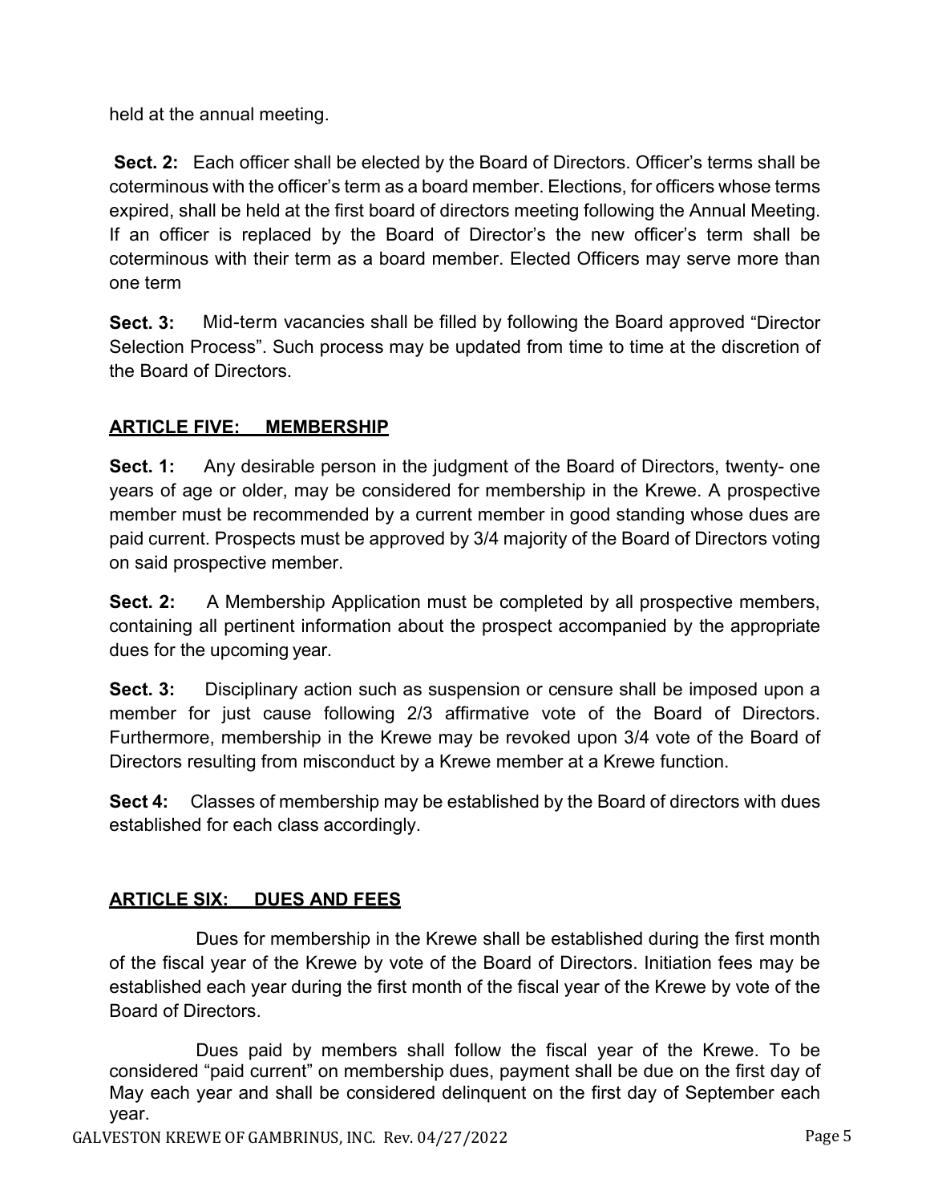held at the annual meeting.

**Sect. 2:** Each officer shall be elected by the Board of Directors. Officer's terms shall be coterminous with the officer's term as a board member. Elections, for officers whose terms expired, shall be held at the first board of directors meeting following the Annual Meeting. If an officer is replaced by the Board of Director's the new officer's term shall be coterminous with their term as a board member. Elected Officers may serve more than one term

**Sect. 3:** Mid-term vacancies shall be filled by following the Board approved "Director Selection Process". Such process may be updated from time to time at the discretion of the Board of Directors.

## <u>ARTICLE FIVE: MEMBERSHIP</u>

**Sect. 1:** Any desirable person in the judgment of the Board of Directors, twenty- one years of age or older, may be considered for membership in the Krewe. A prospective member must be recommended by a current member in good standing whose dues are paid current. Prospects must be approved by 3/4 majority of the Board of Directors voting on said prospective member.

**Sect. 2:** A Membership Application must be completed by all prospective members, containing all pertinent information about the prospect accompanied by the appropriate dues for the upcoming year.

**Sect. 3:** Disciplinary action such as suspension or censure shall be imposed upon a member for just cause following 2/3 affirmative vote of the Board of Directors. Furthermore, membership in the Krewe may be revoked upon 3/4 vote of the Board of Directors resulting from misconduct by a Krewe member at a Krewe function.

**Sect 4:** Classes of membership may be established by the Board of directors with dues established for each class accordingly.

## <u>ARTICLE SIX: DUES AND FEES</u>

Dues for membership in the Krewe shall be established during the first month of the fiscal year of the Krewe by vote of the Board of Directors. Initiation fees may be established each year during the first month of the fiscal year of the Krewe by vote of the Board of Directors.

Dues paid by members shall follow the fiscal year of the Krewe. To be considered "paid current" on membership dues, payment shall be due on the first day of May each year and shall be considered delinquent on the first day of September each year.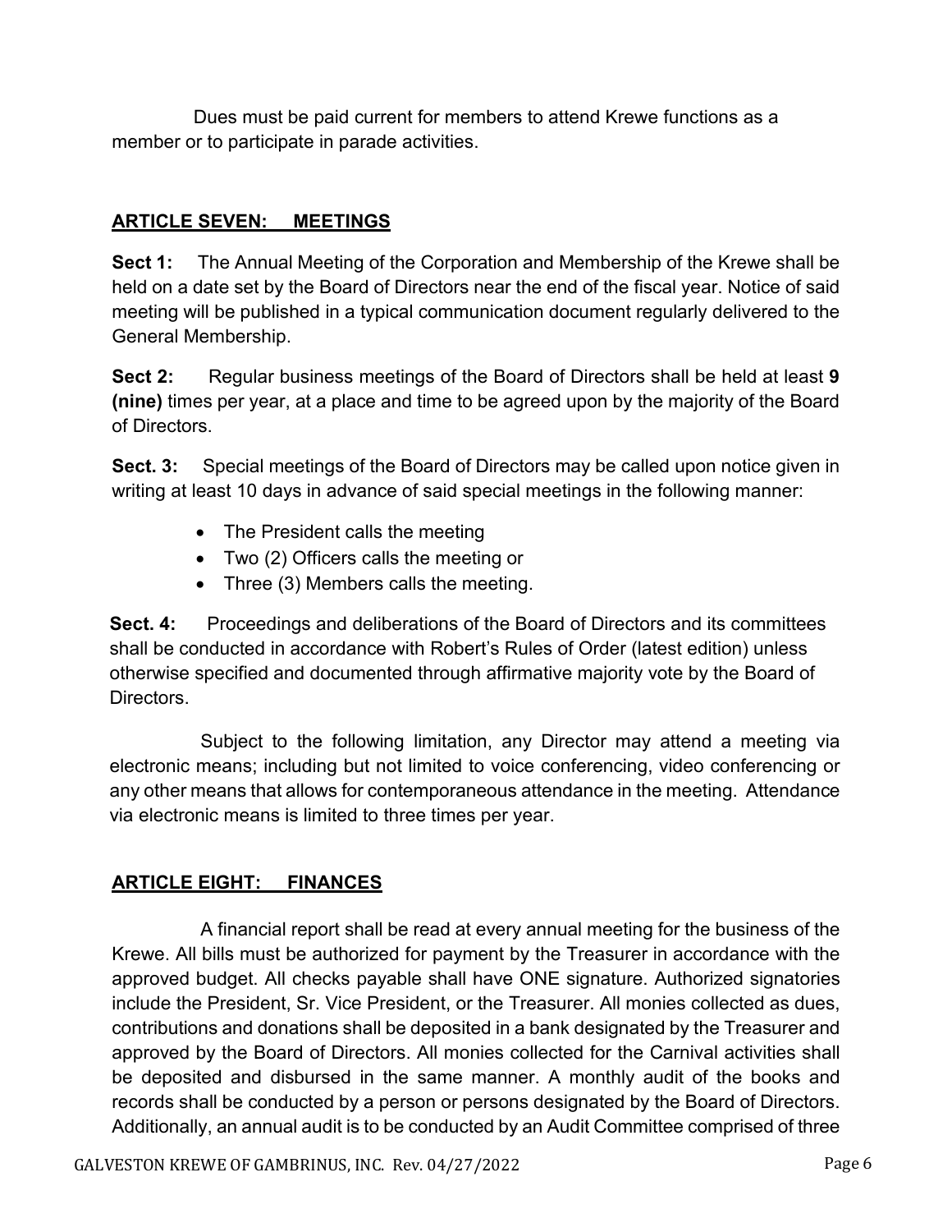Dues must be paid current for members to attend Krewe functions as a member or to participate in parade activities.

## ARTICLE SEVEN: MEETINGS

**Sect 1:** The Annual Meeting of the Corporation and Membership of the Krewe shall be held on a date set by the Board of Directors near the end of the fiscal year. Notice of said meeting will be published in a typical communication document regularly delivered to the General Membership.

**Sect 2:** Regular business meetings of the Board of Directors shall be held at least **9 (nine)** times per year, at a place and time to be agreed upon by the majority of the Board of Directors.

**Sect. 3:** Special meetings of the Board of Directors may be called upon notice given in writing at least 10 days in advance of said special meetings in the following manner:

- The President calls the meeting
- Two (2) Officers calls the meeting or
- Three (3) Members calls the meeting.

**Sect. 4:** Proceedings and deliberations of the Board of Directors and its committees shall be conducted in accordance with Robert's Rules of Order (latest edition) unless otherwise specified and documented through affirmative majority vote by the Board of Directors.

Subject to the following limitation, any Director may attend a meeting via electronic means; including but not limited to voice conferencing, video conferencing or any other means that allows for contemporaneous attendance in the meeting. Attendance via electronic means is limited to three times per year.

## ARTICLE EIGHT: FINANCES

A financial report shall be read at every annual meeting for the business of the Krewe. All bills must be authorized for payment by the Treasurer in accordance with the approved budget. All checks payable shall have ONE signature. Authorized signatories include the President, Sr. Vice President, or the Treasurer. All monies collected as dues, contributions and donations shall be deposited in a bank designated by the Treasurer and approved by the Board of Directors. All monies collected for the Carnival activities shall be deposited and disbursed in the same manner. A monthly audit of the books and records shall be conducted by a person or persons designated by the Board of Directors. Additionally, an annual audit is to be conducted by an Audit Committee comprised of three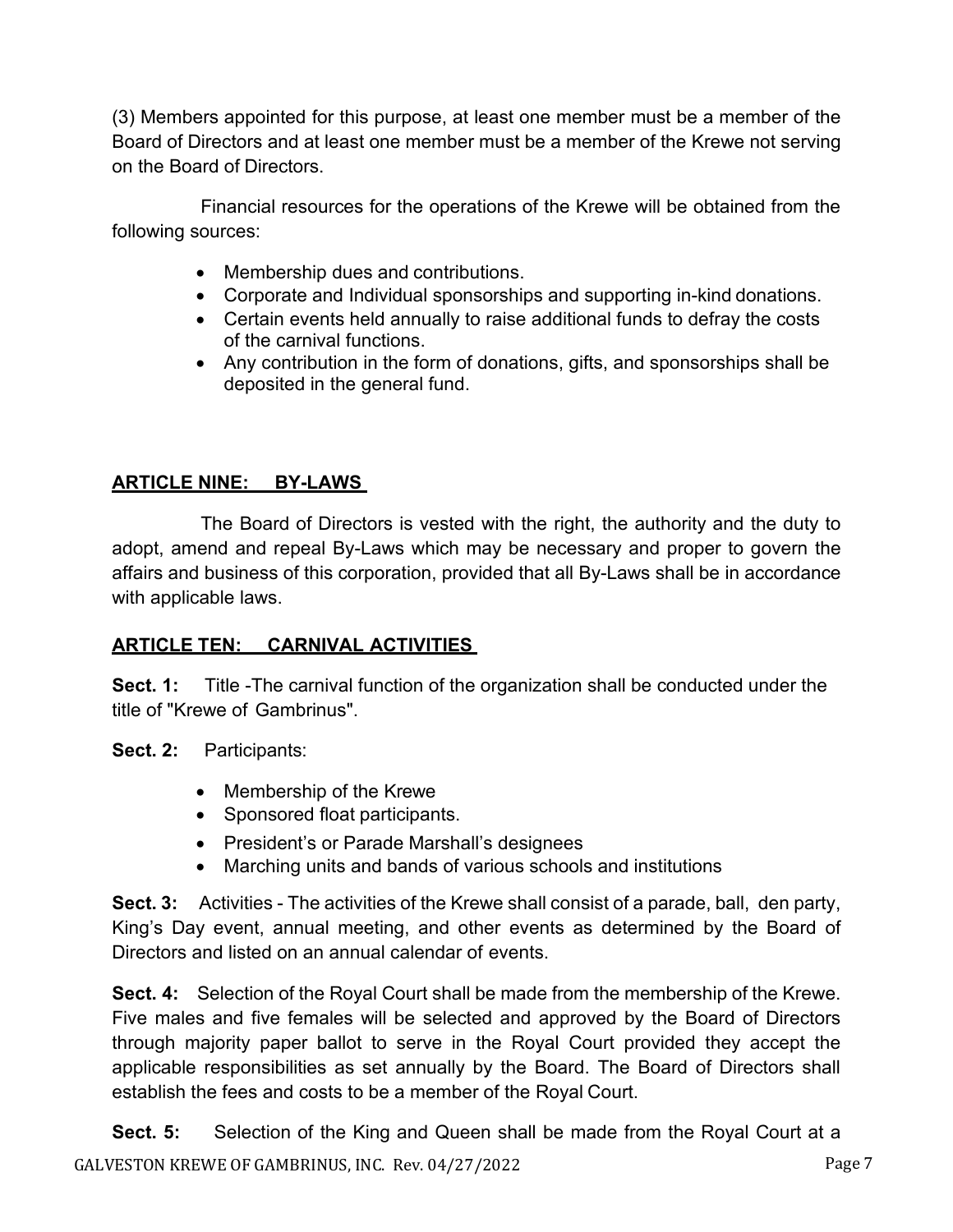(3) Members appointed for this purpose, at least one member must be a member of the Board of Directors and at least one member must be a member of the Krewe not serving on the Board of Directors.

Financial resources for the operations of the Krewe will be obtained from the following sources:

- Membership dues and contributions.
- Corporate and Individual sponsorships and supporting in-kind donations.
- Certain events held annually to raise additional funds to defray the costs of the carnival functions.
- Any contribution in the form of donations, gifts, and sponsorships shall be deposited in the general fund.

## ARTICLE NINE: BY-LAWS

The Board of Directors is vested with the right, the authority and the duty to adopt, amend and repeal By-Laws which may be necessary and proper to govern the affairs and business of this corporation, provided that all By-Laws shall be in accordance with applicable laws.

## ARTICLE TEN: CARNIVAL ACTIVITIES

**Sect. 1:** Title -The carnival function of the organization shall be conducted under the title of "Krewe of Gambrinus".

**Sect. 2:** Participants:

- Membership of the Krewe
- Sponsored float participants.
- President's or Parade Marshall's designees
- Marching units and bands of various schools and institutions

**Sect. 3:** Activities - The activities of the Krewe shall consist of a parade, ball, den party, King's Day event, annual meeting, and other events as determined by the Board of Directors and listed on an annual calendar of events.

**Sect. 4:** Selection of the Royal Court shall be made from the membership of the Krewe. Five males and five females will be selected and approved by the Board of Directors through majority paper ballot to serve in the Royal Court provided they accept the applicable responsibilities as set annually by the Board. The Board of Directors shall establish the fees and costs to be a member of the Royal Court.

**Sect. 5:** Selection of the King and Queen shall be made from the Royal Court at a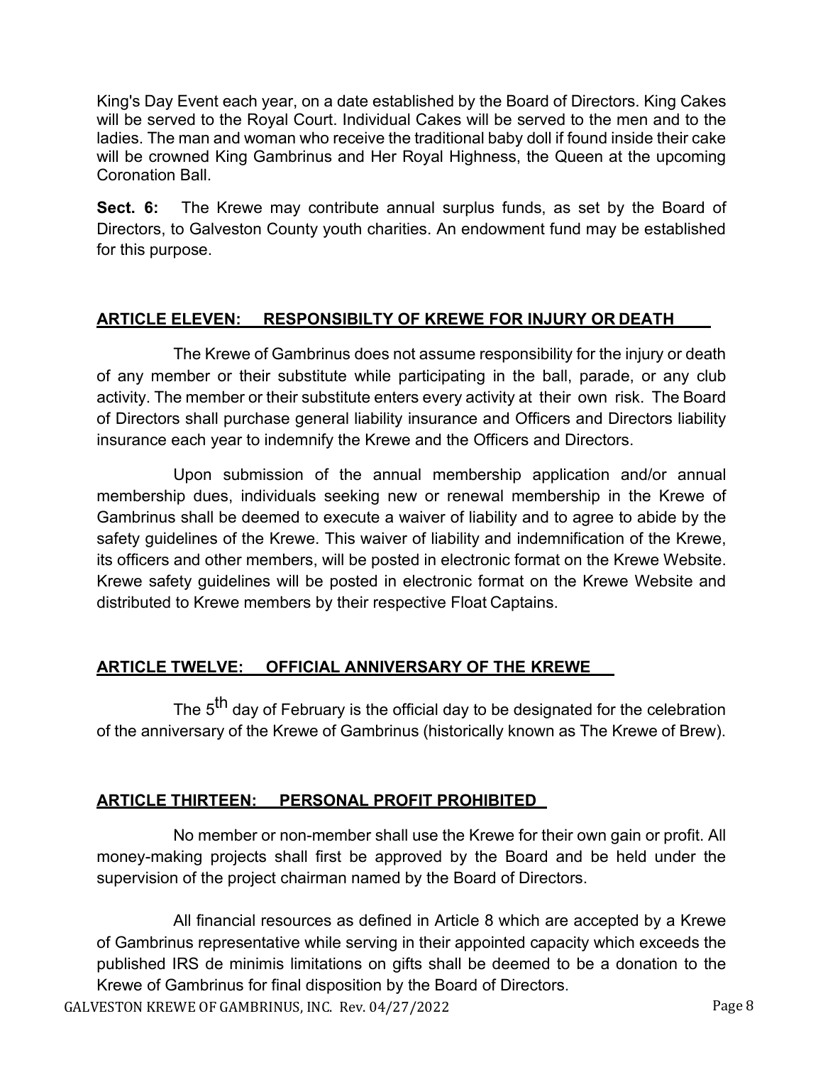King's Day Event each year, on a date established by the Board of Directors. King Cakes will be served to the Royal Court. Individual Cakes will be served to the men and to the ladies. The man and woman who receive the traditional baby doll if found inside their cake will be crowned King Gambrinus and Her Royal Highness, the Queen at the upcoming Coronation Ball.

**Sect. 6:** The Krewe may contribute annual surplus funds, as set by the Board of Directors, to Galveston County youth charities. An endowment fund may be established for this purpose.

## ARTICLE ELEVEN: RESPONSIBILTY OF KREWE FOR INJURY OR DEATH

The Krewe of Gambrinus does not assume responsibility for the injury or death of any member or their substitute while participating in the ball, parade, or any club activity. The member or their substitute enters every activity at their own risk. The Board of Directors shall purchase general liability insurance and Officers and Directors liability insurance each year to indemnify the Krewe and the Officers and Directors.

Upon submission of the annual membership application and/or annual membership dues, individuals seeking new or renewal membership in the Krewe of Gambrinus shall be deemed to execute a waiver of liability and to agree to abide by the safety guidelines of the Krewe. This waiver of liability and indemnification of the Krewe, its officers and other members, will be posted in electronic format on the Krewe Website. Krewe safety guidelines will be posted in electronic format on the Krewe Website and distributed to Krewe members by their respective Float Captains.

## ARTICLE TWELVE: OFFICIAL ANNIVERSARY OF THE KREWE

The 5th day of February is the official day to be designated for the celebration of the anniversary of the Krewe of Gambrinus (historically known as The Krewe of Brew).

## ARTICLE THIRTEEN: PERSONAL PROFIT PROHIBITED

No member or non-member shall use the Krewe for their own gain or profit. All money-making projects shall first be approved by the Board and be held under the supervision of the project chairman named by the Board of Directors.

All financial resources as defined in Article 8 which are accepted by a Krewe of Gambrinus representative while serving in their appointed capacity which exceeds the published IRS de minimis limitations on gifts shall be deemed to be a donation to the Krewe of Gambrinus for final disposition by the Board of Directors.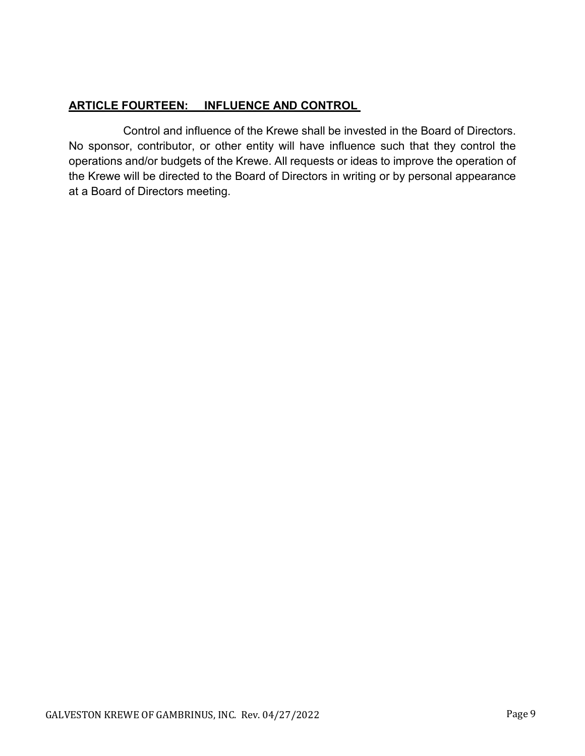## ARTICLE FOURTEEN: INFLUENCE AND CONTROL

Control and influence of the Krewe shall be invested in the Board of Directors. No sponsor, contributor, or other entity will have influence such that they control the operations and/or budgets of the Krewe. All requests or ideas to improve the operation of the Krewe will be directed to the Board of Directors in writing or by personal appearance at a Board of Directors meeting.